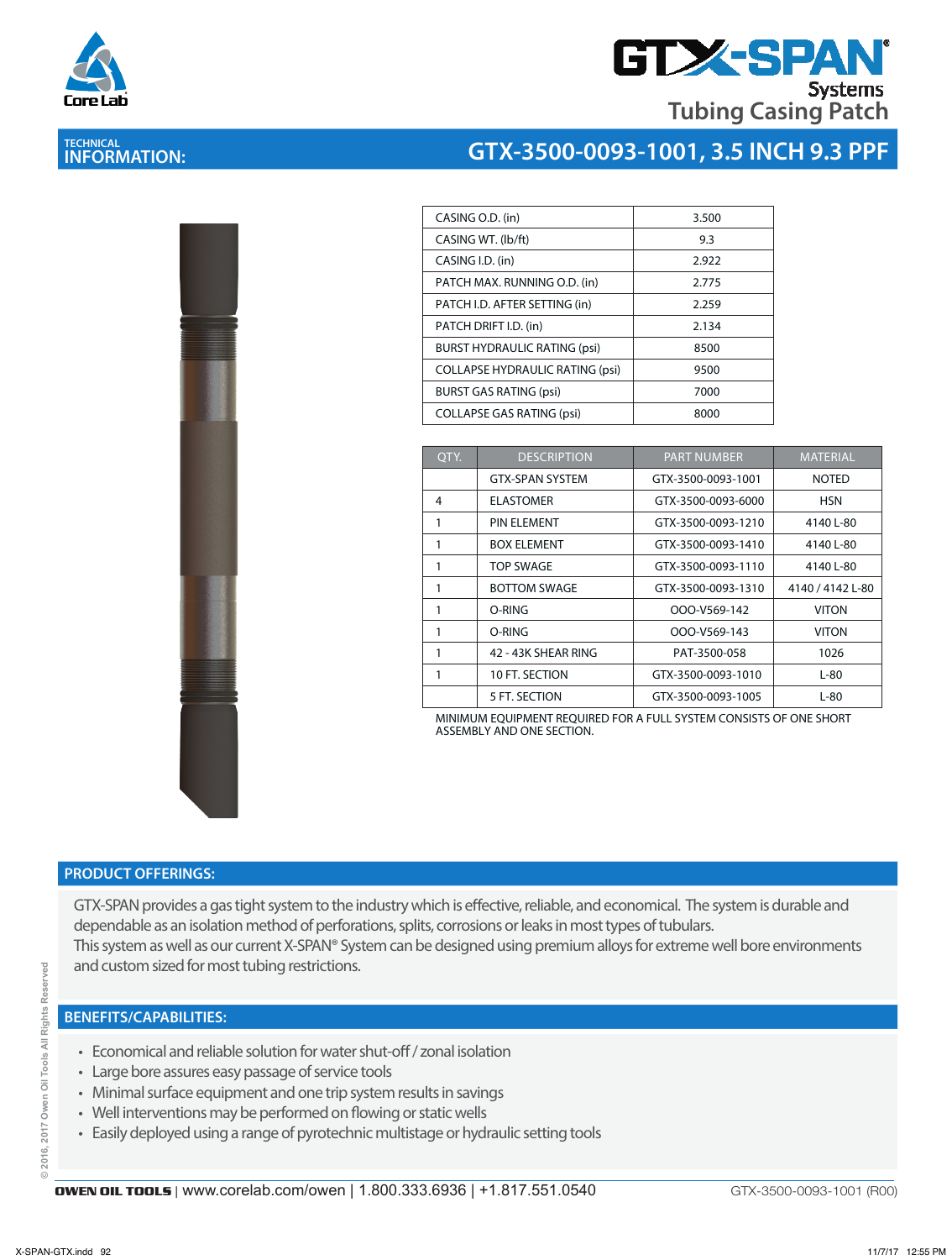# GTX-SPAN® Systems

## Tubing Casing Patch

**TECHNICAL INFORMATION:**

## GTX-3500-0093-1001, 3.5 INCH 9.3 PPF

| | |
|---|---|
| CASING O.D. (in) | 3.500 |
| CASING WT. (lb/ft) | 9.3 |
| CASING I.D. (in) | 2.922 |
| PATCH MAX. RUNNING O.D. (in) | 2.775 |
| PATCH I.D. AFTER SETTING (in) | 2.259 |
| PATCH DRIFT I.D. (in) | 2.134 |
| BURST HYDRAULIC RATING (psi) | 8500 |
| COLLAPSE HYDRAULIC RATING (psi) | 9500 |
| BURST GAS RATING (psi) | 7000 |
| COLLAPSE GAS RATING (psi) | 8000 |

| QTY. | DESCRIPTION | PART NUMBER | MATERIAL |
|---|---|---|---|
| | GTX-SPAN SYSTEM | GTX-3500-0093-1001 | NOTED |
| 4 | ELASTOMER | GTX-3500-0093-6000 | HSN |
| 1 | PIN ELEMENT | GTX-3500-0093-1210 | 4140 L-80 |
| 1 | BOX ELEMENT | GTX-3500-0093-1410 | 4140 L-80 |
| 1 | TOP SWAGE | GTX-3500-0093-1110 | 4140 L-80 |
| 1 | BOTTOM SWAGE | GTX-3500-0093-1310 | 4140 / 4142 L-80 |
| 1 | O-RING | OOO-V569-142 | VITON |
| 1 | O-RING | OOO-V569-143 | VITON |
| 1 | 42 - 43K SHEAR RING | PAT-3500-058 | 1026 |
| 1 | 10 FT. SECTION | GTX-3500-0093-1010 | L-80 |
| | 5 FT. SECTION | GTX-3500-0093-1005 | L-80 |

MINIMUM EQUIPMENT REQUIRED FOR A FULL SYSTEM CONSISTS OF ONE SHORT ASSEMBLY AND ONE SECTION.

## PRODUCT OFFERINGS:

GTX-SPAN provides a gas tight system to the industry which is effective, reliable, and economical. The system is durable and dependable as an isolation method of perforations, splits, corrosions or leaks in most types of tubulars.
This system as well as our current X-SPAN® System can be designed using premium alloys for extreme well bore environments and custom sized for most tubing restrictions.

## BENEFITS/CAPABILITIES:

- Economical and reliable solution for water shut-off / zonal isolation
- Large bore assures easy passage of service tools
- Minimal surface equipment and one trip system results in savings
- Well interventions may be performed on flowing or static wells
- Easily deployed using a range of pyrotechnic multistage or hydraulic setting tools

© 2016, 2017 Owen Oil Tools All Rights Reserved

**OWEN OIL TOOLS** | www.corelab.com/owen | 1.800.333.6936 | +1.817.551.0540 GTX-3500-0093-1001 (R00)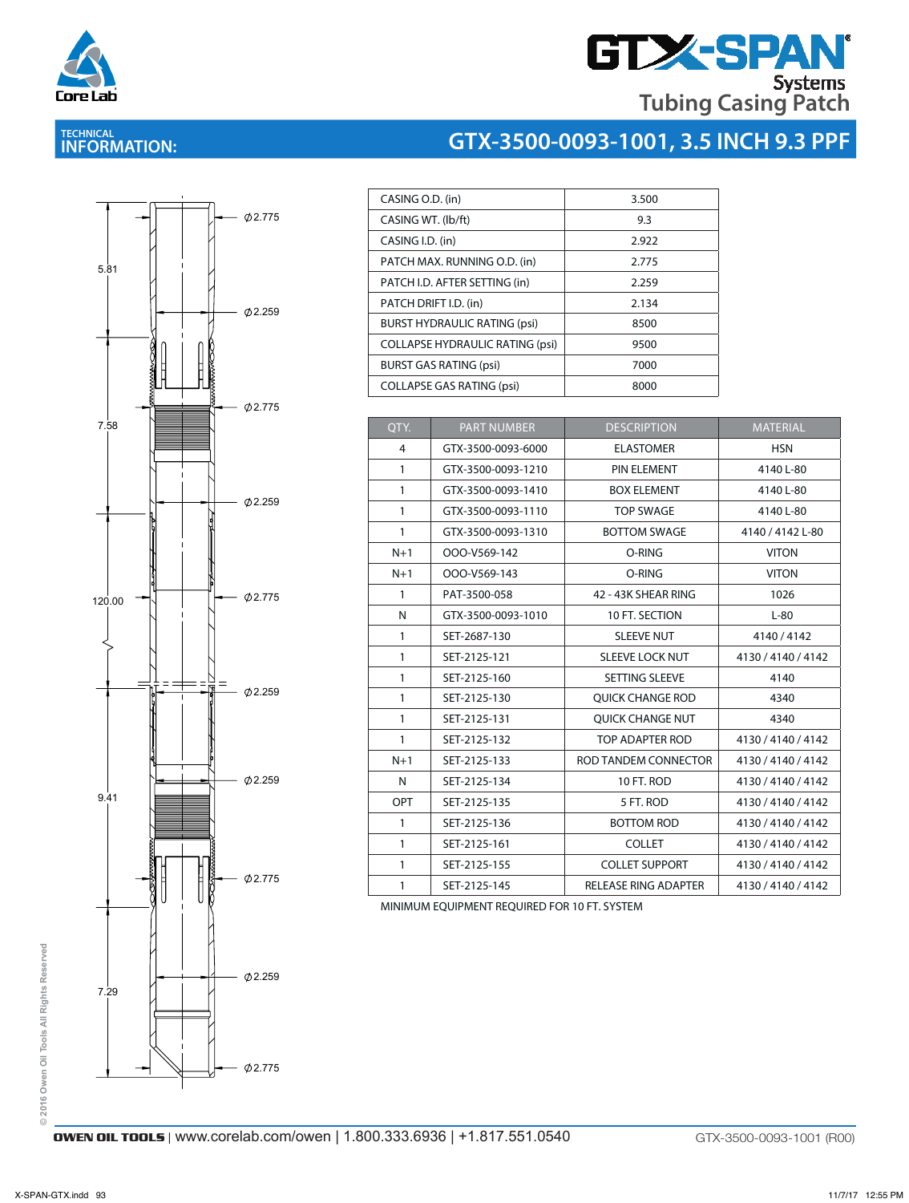# GTX-SPAN® Systems Tubing Casing Patch

## TECHNICAL INFORMATION: GTX-3500-0093-1001, 3.5 INCH 9.3 PPF

| CASING O.D. (in) | 3.500 |
|---|---|
| CASING WT. (lb/ft) | 9.3 |
| CASING I.D. (in) | 2.922 |
| PATCH MAX. RUNNING O.D. (in) | 2.775 |
| PATCH I.D. AFTER SETTING (in) | 2.259 |
| PATCH DRIFT I.D. (in) | 2.134 |
| BURST HYDRAULIC RATING (psi) | 8500 |
| COLLAPSE HYDRAULIC RATING (psi) | 9500 |
| BURST GAS RATING (psi) | 7000 |
| COLLAPSE GAS RATING (psi) | 8000 |

| QTY. | PART NUMBER | DESCRIPTION | MATERIAL |
|---|---|---|---|
| 4 | GTX-3500-0093-6000 | ELASTOMER | HSN |
| 1 | GTX-3500-0093-1210 | PIN ELEMENT | 4140 L-80 |
| 1 | GTX-3500-0093-1410 | BOX ELEMENT | 4140 L-80 |
| 1 | GTX-3500-0093-1110 | TOP SWAGE | 4140 L-80 |
| 1 | GTX-3500-0093-1310 | BOTTOM SWAGE | 4140 / 4142 L-80 |
| N+1 | OOO-V569-142 | O-RING | VITON |
| N+1 | OOO-V569-143 | O-RING | VITON |
| 1 | PAT-3500-058 | 42 - 43K SHEAR RING | 1026 |
| N | GTX-3500-0093-1010 | 10 FT. SECTION | L-80 |
| 1 | SET-2687-130 | SLEEVE NUT | 4140 / 4142 |
| 1 | SET-2125-121 | SLEEVE LOCK NUT | 4130 / 4140 / 4142 |
| 1 | SET-2125-160 | SETTING SLEEVE | 4140 |
| 1 | SET-2125-130 | QUICK CHANGE ROD | 4340 |
| 1 | SET-2125-131 | QUICK CHANGE NUT | 4340 |
| 1 | SET-2125-132 | TOP ADAPTER ROD | 4130 / 4140 / 4142 |
| N+1 | SET-2125-133 | ROD TANDEM CONNECTOR | 4130 / 4140 / 4142 |
| N | SET-2125-134 | 10 FT. ROD | 4130 / 4140 / 4142 |
| OPT | SET-2125-135 | 5 FT. ROD | 4130 / 4140 / 4142 |
| 1 | SET-2125-136 | BOTTOM ROD | 4130 / 4140 / 4142 |
| 1 | SET-2125-161 | COLLET | 4130 / 4140 / 4142 |
| 1 | SET-2125-155 | COLLET SUPPORT | 4130 / 4140 / 4142 |
| 1 | SET-2125-145 | RELEASE RING ADAPTER | 4130 / 4140 / 4142 |

MINIMUM EQUIPMENT REQUIRED FOR 10 FT. SYSTEM

Drawing dimensions: 5.81, 7.58, 120.00, 9.41, 7.29; ⌀2.775, ⌀2.259, ⌀2.775, ⌀2.259, ⌀2.775, ⌀2.259, ⌀2.259, ⌀2.775, ⌀2.259, ⌀2.775

© 2016 Owen Oil Tools All Rights Reserved

OWEN OIL TOOLS | www.corelab.com/owen | 1.800.333.6936 | +1.817.551.0540

GTX-3500-0093-1001 (R00)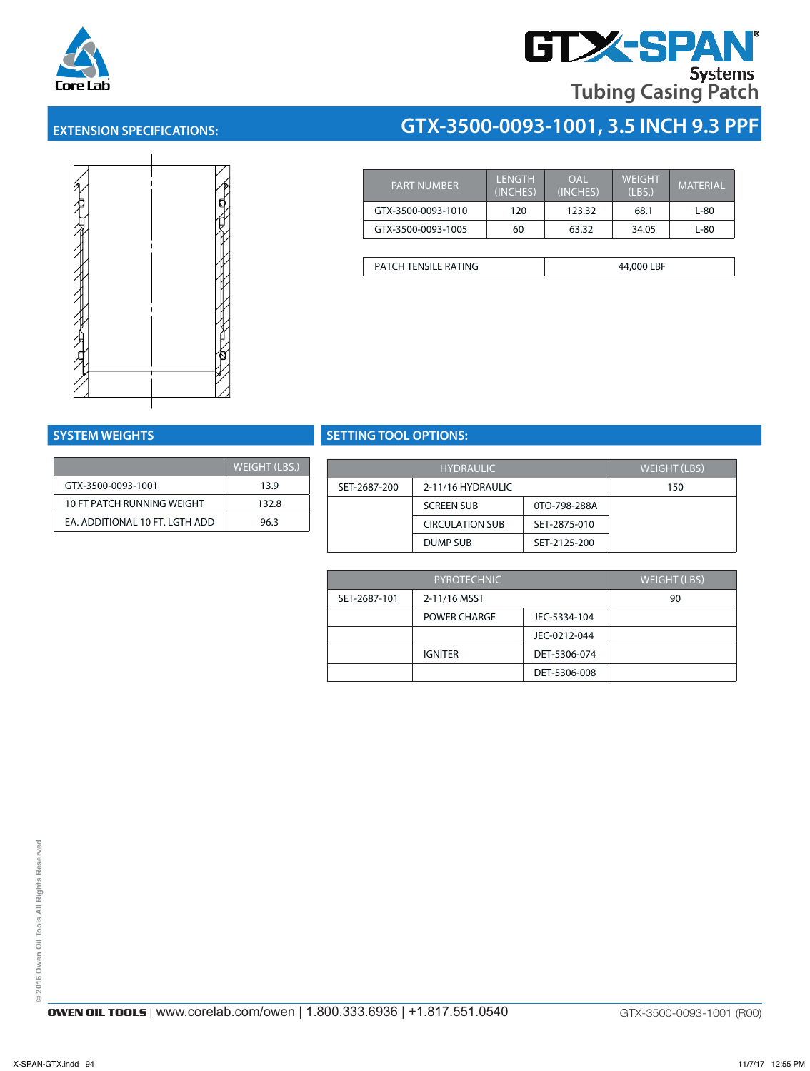GTX-SPAN® Systems
Tubing Casing Patch

## EXTENSION SPECIFICATIONS:

## GTX-3500-0093-1001, 3.5 INCH 9.3 PPF

| PART NUMBER | LENGTH (INCHES) | OAL (INCHES) | WEIGHT (LBS.) | MATERIAL |
|---|---|---|---|---|
| GTX-3500-0093-1010 | 120 | 123.32 | 68.1 | L-80 |
| GTX-3500-0093-1005 | 60 | 63.32 | 34.05 | L-80 |

| | |
|---|---|
| PATCH TENSILE RATING | 44,000 LBF |

## SYSTEM WEIGHTS

| | WEIGHT (LBS.) |
|---|---|
| GTX-3500-0093-1001 | 13.9 |
| 10 FT PATCH RUNNING WEIGHT | 132.8 |
| EA. ADDITIONAL 10 FT. LGTH ADD | 96.3 |

## SETTING TOOL OPTIONS:

| HYDRAULIC | | | WEIGHT (LBS) |
|---|---|---|---|
| SET-2687-200 | 2-11/16 HYDRAULIC | | 150 |
| | SCREEN SUB | 0TO-798-288A | |
| | CIRCULATION SUB | SET-2875-010 | |
| | DUMP SUB | SET-2125-200 | |

| PYROTECHNIC | | | WEIGHT (LBS) |
|---|---|---|---|
| SET-2687-101 | 2-11/16 MSST | | 90 |
| | POWER CHARGE | JEC-5334-104 | |
| | | JEC-0212-044 | |
| | IGNITER | DET-5306-074 | |
| | | DET-5306-008 | |

© 2016 Owen Oil Tools All Rights Reserved

OWEN OIL TOOLS | www.corelab.com/owen | 1.800.333.6936 | +1.817.551.0540

GTX-3500-0093-1001 (R00)